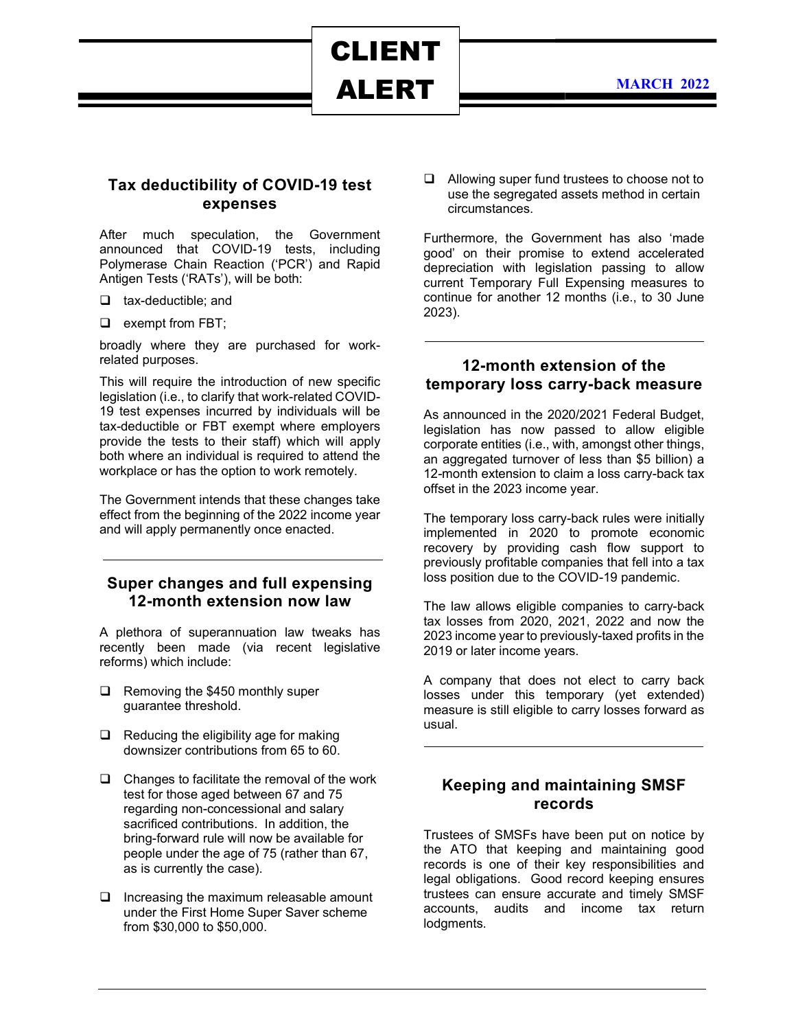# CLIENT ALERT

**MARCH 2022**

## Tax deductibility of COVID-19 test expenses

After much speculation, the Government announced that COVID-19 tests, including Polymerase Chain Reaction ('PCR') and Rapid Antigen Tests ('RATs'), will be both:

- tax-deductible; and
- exempt from FBT;

broadly where they are purchased for work-related purposes.

This will require the introduction of new specific legislation (i.e., to clarify that work-related COVID-19 test expenses incurred by individuals will be tax-deductible or FBT exempt where employers provide the tests to their staff) which will apply both where an individual is required to attend the workplace or has the option to work remotely.

The Government intends that these changes take effect from the beginning of the 2022 income year and will apply permanently once enacted.

## Super changes and full expensing 12-month extension now law

A plethora of superannuation law tweaks has recently been made (via recent legislative reforms) which include:

- Removing the $450 monthly super guarantee threshold.
- Reducing the eligibility age for making downsizer contributions from 65 to 60.
- Changes to facilitate the removal of the work test for those aged between 67 and 75 regarding non-concessional and salary sacrificed contributions. In addition, the bring-forward rule will now be available for people under the age of 75 (rather than 67, as is currently the case).
- Increasing the maximum releasable amount under the First Home Super Saver scheme from $30,000 to $50,000.
- Allowing super fund trustees to choose not to use the segregated assets method in certain circumstances.

Furthermore, the Government has also 'made good' on their promise to extend accelerated depreciation with legislation passing to allow current Temporary Full Expensing measures to continue for another 12 months (i.e., to 30 June 2023).

## 12-month extension of the temporary loss carry-back measure

As announced in the 2020/2021 Federal Budget, legislation has now passed to allow eligible corporate entities (i.e., with, amongst other things, an aggregated turnover of less than $5 billion) a 12-month extension to claim a loss carry-back tax offset in the 2023 income year.

The temporary loss carry-back rules were initially implemented in 2020 to promote economic recovery by providing cash flow support to previously profitable companies that fell into a tax loss position due to the COVID-19 pandemic.

The law allows eligible companies to carry-back tax losses from 2020, 2021, 2022 and now the 2023 income year to previously-taxed profits in the 2019 or later income years.

A company that does not elect to carry back losses under this temporary (yet extended) measure is still eligible to carry losses forward as usual.

## Keeping and maintaining SMSF records

Trustees of SMSFs have been put on notice by the ATO that keeping and maintaining good records is one of their key responsibilities and legal obligations. Good record keeping ensures trustees can ensure accurate and timely SMSF accounts, audits and income tax return lodgments.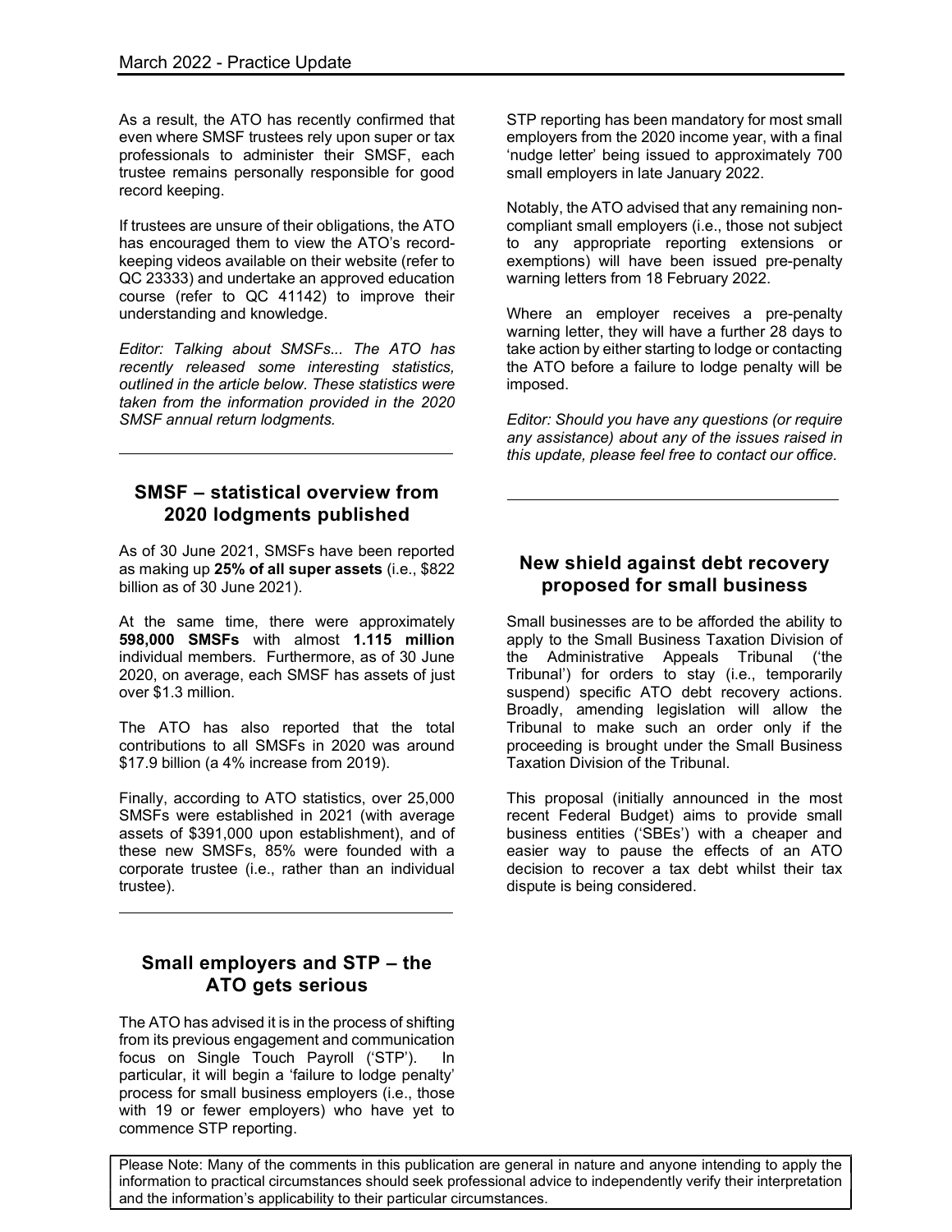As a result, the ATO has recently confirmed that even where SMSF trustees rely upon super or tax professionals to administer their SMSF, each trustee remains personally responsible for good record keeping.

If trustees are unsure of their obligations, the ATO has encouraged them to view the ATO's record-keeping videos available on their website (refer to QC 23333) and undertake an approved education course (refer to QC 41142) to improve their understanding and knowledge.

*Editor: Talking about SMSFs... The ATO has recently released some interesting statistics, outlined in the article below. These statistics were taken from the information provided in the 2020 SMSF annual return lodgments.*

## SMSF – statistical overview from 2020 lodgments published

As of 30 June 2021, SMSFs have been reported as making up **25% of all super assets** (i.e., $822 billion as of 30 June 2021).

At the same time, there were approximately **598,000 SMSFs** with almost **1.115 million** individual members. Furthermore, as of 30 June 2020, on average, each SMSF has assets of just over $1.3 million.

The ATO has also reported that the total contributions to all SMSFs in 2020 was around $17.9 billion (a 4% increase from 2019).

Finally, according to ATO statistics, over 25,000 SMSFs were established in 2021 (with average assets of $391,000 upon establishment), and of these new SMSFs, 85% were founded with a corporate trustee (i.e., rather than an individual trustee).

## Small employers and STP – the ATO gets serious

The ATO has advised it is in the process of shifting from its previous engagement and communication focus on Single Touch Payroll ('STP'). In particular, it will begin a 'failure to lodge penalty' process for small business employers (i.e., those with 19 or fewer employers) who have yet to commence STP reporting.

STP reporting has been mandatory for most small employers from the 2020 income year, with a final 'nudge letter' being issued to approximately 700 small employers in late January 2022.

Notably, the ATO advised that any remaining non-compliant small employers (i.e., those not subject to any appropriate reporting extensions or exemptions) will have been issued pre-penalty warning letters from 18 February 2022.

Where an employer receives a pre-penalty warning letter, they will have a further 28 days to take action by either starting to lodge or contacting the ATO before a failure to lodge penalty will be imposed.

*Editor: Should you have any questions (or require any assistance) about any of the issues raised in this update, please feel free to contact our office.*

## New shield against debt recovery proposed for small business

Small businesses are to be afforded the ability to apply to the Small Business Taxation Division of the Administrative Appeals Tribunal ('the Tribunal') for orders to stay (i.e., temporarily suspend) specific ATO debt recovery actions. Broadly, amending legislation will allow the Tribunal to make such an order only if the proceeding is brought under the Small Business Taxation Division of the Tribunal.

This proposal (initially announced in the most recent Federal Budget) aims to provide small business entities ('SBEs') with a cheaper and easier way to pause the effects of an ATO decision to recover a tax debt whilst their tax dispute is being considered.

Please Note: Many of the comments in this publication are general in nature and anyone intending to apply the information to practical circumstances should seek professional advice to independently verify their interpretation and the information's applicability to their particular circumstances.